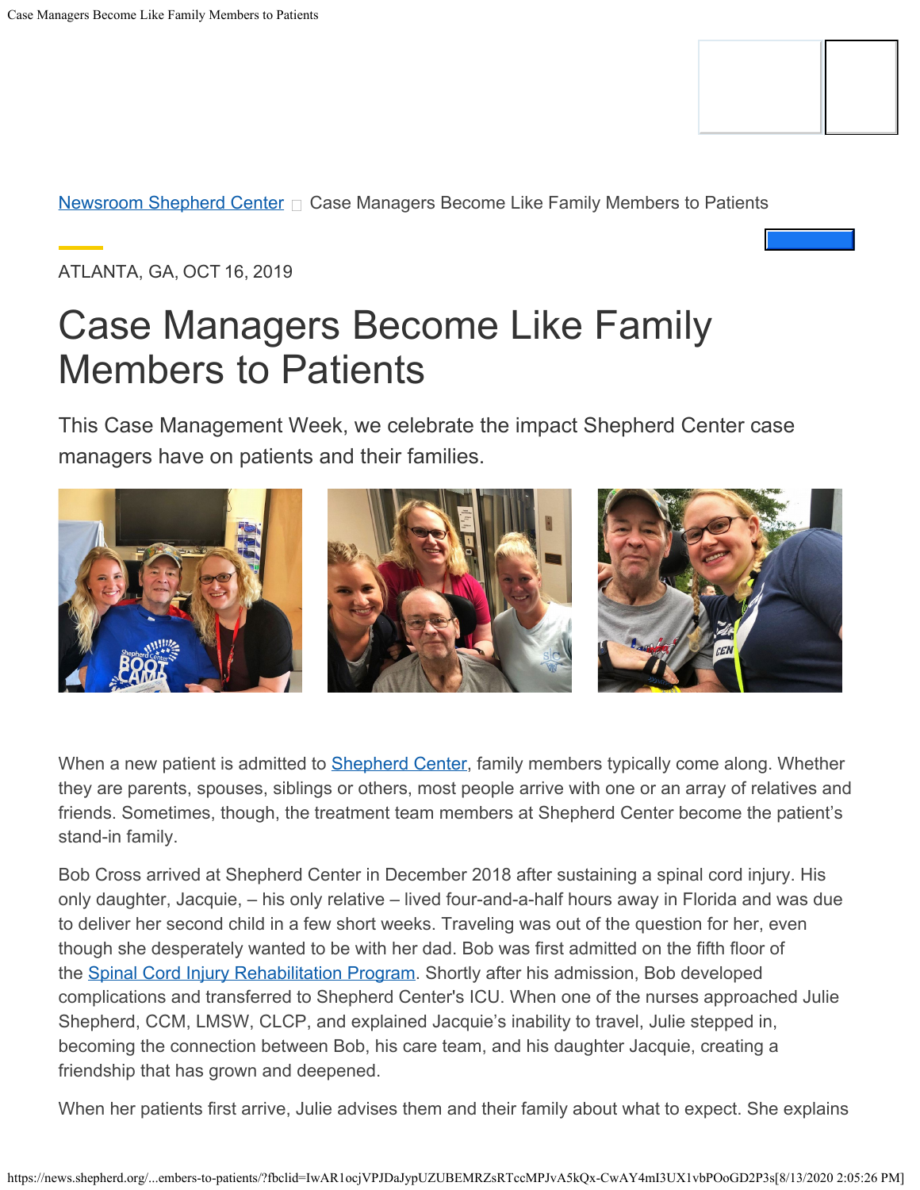[Newsroom Shepherd Center](https://news.shepherd.org/) Case Managers Become Like Family Members to Patients

ATLANTA, GA, OCT 16, 2019

# Case Managers Become Like Family Members to Patients

This Case Management Week, we celebrate the impact Shepherd Center case managers have on patients and their families.

When a new patient is admitted to Shepherd Center, family members typically come along. Whether they are parents, spouses, siblings or others, most people arrive with one or an array of relatives and friends. Sometimes, though, the treatment team members at Shepherd Center become the patient's stand-in family.

Bob Cross arrived at Shepherd Center in December 2018 after sustaining a spinal cord injury. His only daughter, Jacquie, – his only relative – lived four-and-a-half hours away in Florida and was due to deliver her second child in a few short weeks. Traveling was out of the question for her, even though she desperately wanted to be with her dad. Bob was first admitted on the fifth floor of the Spinal Cord Injury Rehabilitation Program. Shortly after his admission, Bob developed complications and transferred to Shepherd Center's ICU. When one of the nurses approached Julie Shepherd, CCM, LMSW, CLCP, and explained Jacquie's inability to travel, Julie stepped in, becoming the connection between Bob, his care team, and his daughter Jacquie, creating a friendship that has grown and deepened.

When her patients first arrive, Julie advises them and their family about what to expect. She explains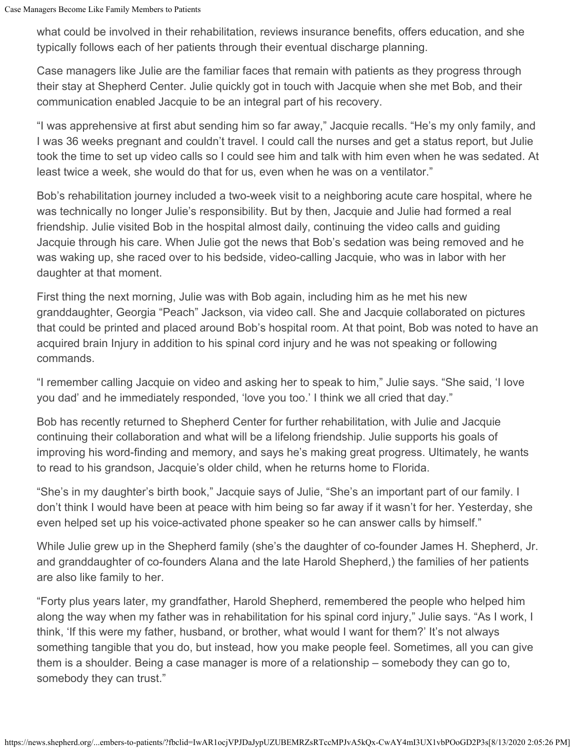what could be involved in their rehabilitation, reviews insurance benefits, offers education, and she typically follows each of her patients through their eventual discharge planning.

Case managers like Julie are the familiar faces that remain with patients as they progress through their stay at Shepherd Center. Julie quickly got in touch with Jacquie when she met Bob, and their communication enabled Jacquie to be an integral part of his recovery.

"I was apprehensive at first abut sending him so far away," Jacquie recalls. "He's my only family, and I was 36 weeks pregnant and couldn't travel. I could call the nurses and get a status report, but Julie took the time to set up video calls so I could see him and talk with him even when he was sedated. At least twice a week, she would do that for us, even when he was on a ventilator."

Bob's rehabilitation journey included a two-week visit to a neighboring acute care hospital, where he was technically no longer Julie's responsibility. But by then, Jacquie and Julie had formed a real friendship. Julie visited Bob in the hospital almost daily, continuing the video calls and guiding Jacquie through his care. When Julie got the news that Bob's sedation was being removed and he was waking up, she raced over to his bedside, video-calling Jacquie, who was in labor with her daughter at that moment.

First thing the next morning, Julie was with Bob again, including him as he met his new granddaughter, Georgia "Peach" Jackson, via video call. She and Jacquie collaborated on pictures that could be printed and placed around Bob's hospital room. At that point, Bob was noted to have an acquired brain Injury in addition to his spinal cord injury and he was not speaking or following commands.

"I remember calling Jacquie on video and asking her to speak to him," Julie says. "She said, 'I love you dad' and he immediately responded, 'love you too.' I think we all cried that day."

Bob has recently returned to Shepherd Center for further rehabilitation, with Julie and Jacquie continuing their collaboration and what will be a lifelong friendship. Julie supports his goals of improving his word-finding and memory, and says he's making great progress. Ultimately, he wants to read to his grandson, Jacquie's older child, when he returns home to Florida.

"She's in my daughter's birth book," Jacquie says of Julie, "She's an important part of our family. I don't think I would have been at peace with him being so far away if it wasn't for her. Yesterday, she even helped set up his voice-activated phone speaker so he can answer calls by himself."

While Julie grew up in the Shepherd family (she's the daughter of co-founder James H. Shepherd, Jr. and granddaughter of co-founders Alana and the late Harold Shepherd,) the families of her patients are also like family to her.

"Forty plus years later, my grandfather, Harold Shepherd, remembered the people who helped him along the way when my father was in rehabilitation for his spinal cord injury," Julie says. "As I work, I think, 'If this were my father, husband, or brother, what would I want for them?' It's not always something tangible that you do, but instead, how you make people feel. Sometimes, all you can give them is a shoulder. Being a case manager is more of a relationship – somebody they can go to, somebody they can trust."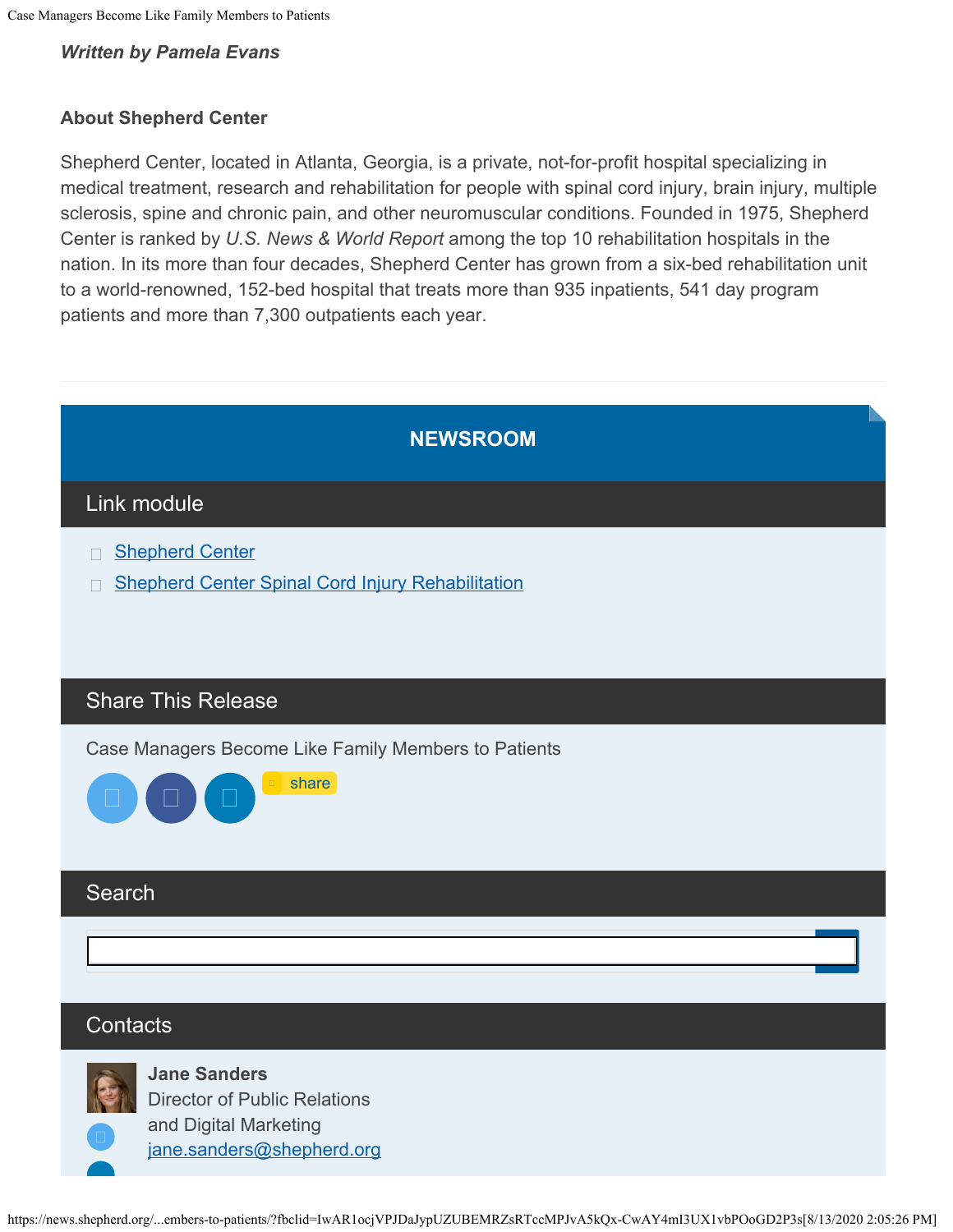***Written by Pamela Evans***

**About Shepherd Center**

Shepherd Center, located in Atlanta, Georgia, is a private, not-for-profit hospital specializing in medical treatment, research and rehabilitation for people with spinal cord injury, brain injury, multiple sclerosis, spine and chronic pain, and other neuromuscular conditions. Founded in 1975, Shepherd Center is ranked by *U.S. News & World Report* among the top 10 rehabilitation hospitals in the nation. In its more than four decades, Shepherd Center has grown from a six-bed rehabilitation unit to a world-renowned, 152-bed hospital that treats more than 935 inpatients, 541 day program patients and more than 7,300 outpatients each year.

## NEWSROOM

### Link module

- Shepherd Center
- Shepherd Center Spinal Cord Injury Rehabilitation

### Share This Release

Case Managers Become Like Family Members to Patients

share

### Search

### Contacts

**Jane Sanders**
Director of Public Relations and Digital Marketing
jane.sanders@shepherd.org